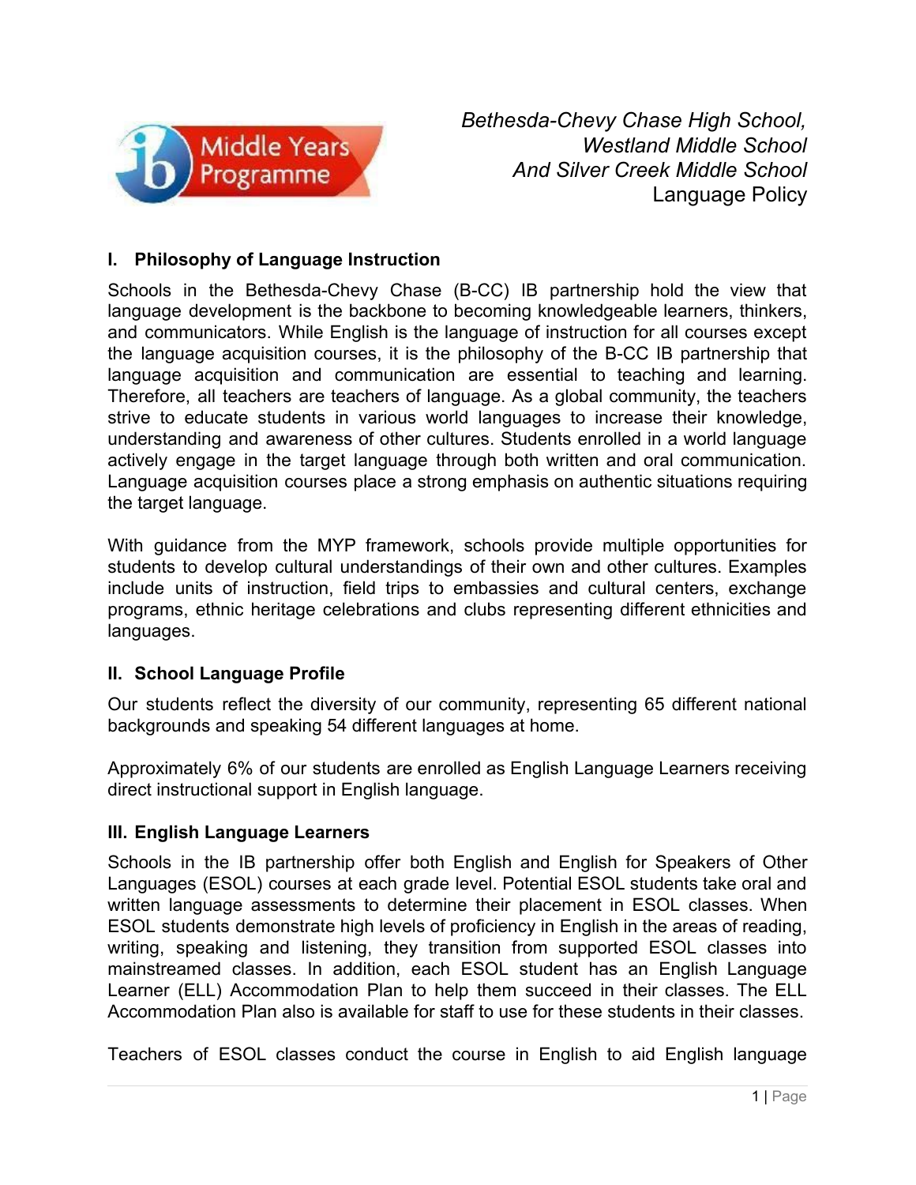*Bethesda-Chevy Chase High School,*
*Westland Middle School*
*And Silver Creek Middle School*
Language Policy

## I. Philosophy of Language Instruction

Schools in the Bethesda-Chevy Chase (B-CC) IB partnership hold the view that language development is the backbone to becoming knowledgeable learners, thinkers, and communicators. While English is the language of instruction for all courses except the language acquisition courses, it is the philosophy of the B-CC IB partnership that language acquisition and communication are essential to teaching and learning. Therefore, all teachers are teachers of language. As a global community, the teachers strive to educate students in various world languages to increase their knowledge, understanding and awareness of other cultures. Students enrolled in a world language actively engage in the target language through both written and oral communication. Language acquisition courses place a strong emphasis on authentic situations requiring the target language.

With guidance from the MYP framework, schools provide multiple opportunities for students to develop cultural understandings of their own and other cultures. Examples include units of instruction, field trips to embassies and cultural centers, exchange programs, ethnic heritage celebrations and clubs representing different ethnicities and languages.

## II. School Language Profile

Our students reflect the diversity of our community, representing 65 different national backgrounds and speaking 54 different languages at home.

Approximately 6% of our students are enrolled as English Language Learners receiving direct instructional support in English language.

## III. English Language Learners

Schools in the IB partnership offer both English and English for Speakers of Other Languages (ESOL) courses at each grade level. Potential ESOL students take oral and written language assessments to determine their placement in ESOL classes. When ESOL students demonstrate high levels of proficiency in English in the areas of reading, writing, speaking and listening, they transition from supported ESOL classes into mainstreamed classes. In addition, each ESOL student has an English Language Learner (ELL) Accommodation Plan to help them succeed in their classes. The ELL Accommodation Plan also is available for staff to use for these students in their classes.

Teachers of ESOL classes conduct the course in English to aid English language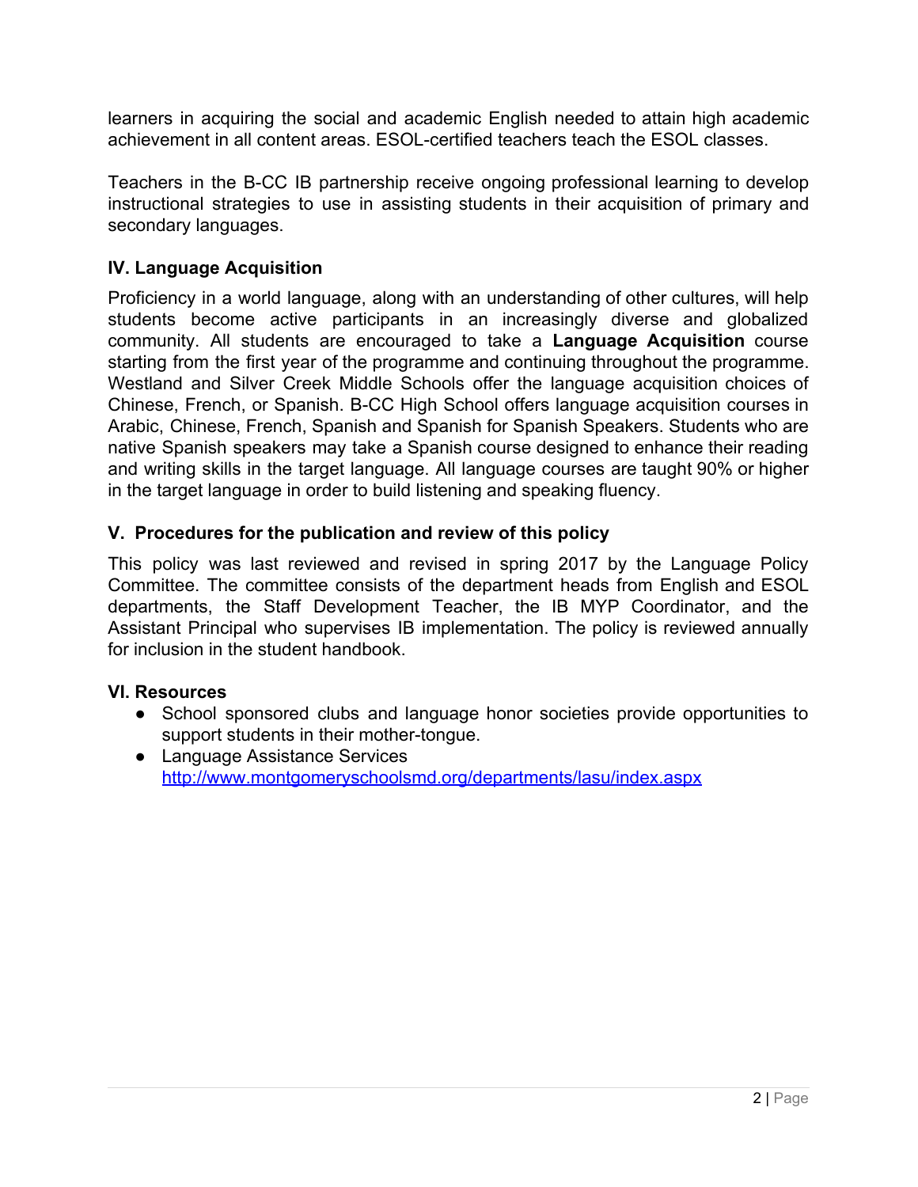learners in acquiring the social and academic English needed to attain high academic achievement in all content areas. ESOL-certified teachers teach the ESOL classes.

Teachers in the B-CC IB partnership receive ongoing professional learning to develop instructional strategies to use in assisting students in their acquisition of primary and secondary languages.

### IV. Language Acquisition

Proficiency in a world language, along with an understanding of other cultures, will help students become active participants in an increasingly diverse and globalized community. All students are encouraged to take a **Language Acquisition** course starting from the first year of the programme and continuing throughout the programme. Westland and Silver Creek Middle Schools offer the language acquisition choices of Chinese, French, or Spanish. B-CC High School offers language acquisition courses in Arabic, Chinese, French, Spanish and Spanish for Spanish Speakers. Students who are native Spanish speakers may take a Spanish course designed to enhance their reading and writing skills in the target language. All language courses are taught 90% or higher in the target language in order to build listening and speaking fluency.

### V. Procedures for the publication and review of this policy

This policy was last reviewed and revised in spring 2017 by the Language Policy Committee. The committee consists of the department heads from English and ESOL departments, the Staff Development Teacher, the IB MYP Coordinator, and the Assistant Principal who supervises IB implementation. The policy is reviewed annually for inclusion in the student handbook.

### VI. Resources

- School sponsored clubs and language honor societies provide opportunities to support students in their mother-tongue.
- Language Assistance Services
  http://www.montgomeryschoolsmd.org/departments/lasu/index.aspx